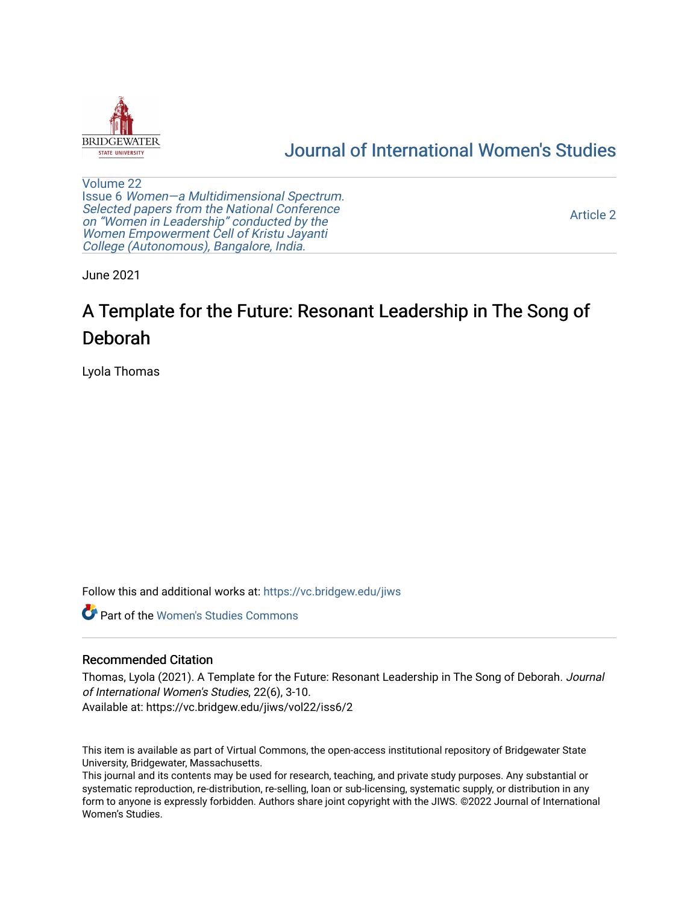Journal of International Women's Studies

Volume 22
Issue 6 *Women—a Multidimensional Spectrum. Selected papers from the National Conference on "Women in Leadership" conducted by the Women Empowerment Cell of Kristu Jayanti College (Autonomous), Bangalore, India.*

Article 2

June 2021

# A Template for the Future: Resonant Leadership in The Song of Deborah

Lyola Thomas

Follow this and additional works at: https://vc.bridgew.edu/jiws

Part of the Women's Studies Commons

## Recommended Citation

Thomas, Lyola (2021). A Template for the Future: Resonant Leadership in The Song of Deborah. *Journal of International Women's Studies*, 22(6), 3-10.
Available at: https://vc.bridgew.edu/jiws/vol22/iss6/2

This item is available as part of Virtual Commons, the open-access institutional repository of Bridgewater State University, Bridgewater, Massachusetts.
This journal and its contents may be used for research, teaching, and private study purposes. Any substantial or systematic reproduction, re-distribution, re-selling, loan or sub-licensing, systematic supply, or distribution in any form to anyone is expressly forbidden. Authors share joint copyright with the JIWS. ©2022 Journal of International Women's Studies.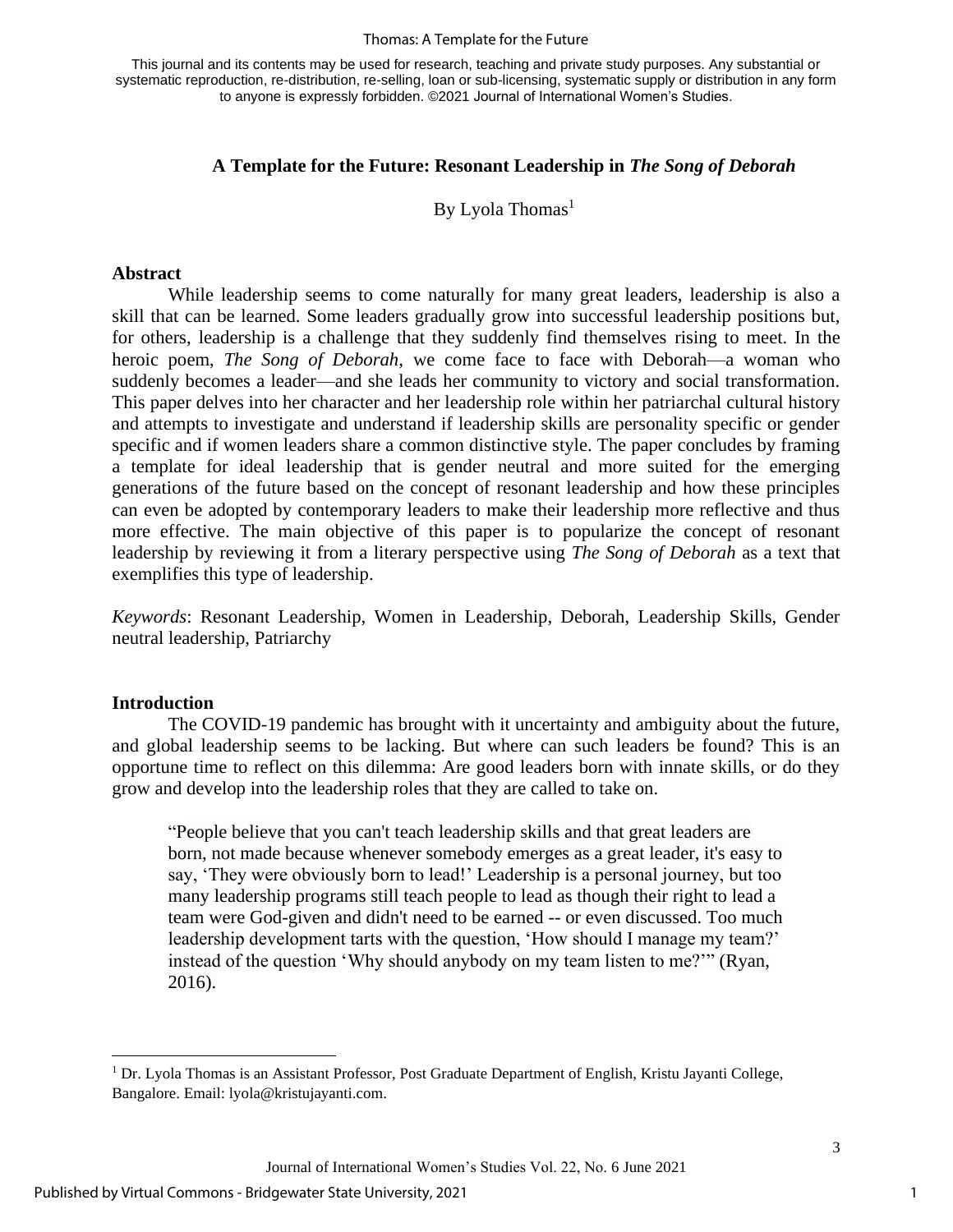This journal and its contents may be used for research, teaching and private study purposes. Any substantial or systematic reproduction, re-distribution, re-selling, loan or sub-licensing, systematic supply or distribution in any form to anyone is expressly forbidden. ©2021 Journal of International Women's Studies.

# A Template for the Future: Resonant Leadership in *The Song of Deborah*

By Lyola Thomas[1]

## Abstract

While leadership seems to come naturally for many great leaders, leadership is also a skill that can be learned. Some leaders gradually grow into successful leadership positions but, for others, leadership is a challenge that they suddenly find themselves rising to meet. In the heroic poem, *The Song of Deborah*, we come face to face with Deborah—a woman who suddenly becomes a leader—and she leads her community to victory and social transformation. This paper delves into her character and her leadership role within her patriarchal cultural history and attempts to investigate and understand if leadership skills are personality specific or gender specific and if women leaders share a common distinctive style. The paper concludes by framing a template for ideal leadership that is gender neutral and more suited for the emerging generations of the future based on the concept of resonant leadership and how these principles can even be adopted by contemporary leaders to make their leadership more reflective and thus more effective. The main objective of this paper is to popularize the concept of resonant leadership by reviewing it from a literary perspective using *The Song of Deborah* as a text that exemplifies this type of leadership.

*Keywords*: Resonant Leadership, Women in Leadership, Deborah, Leadership Skills, Gender neutral leadership, Patriarchy

## Introduction

The COVID-19 pandemic has brought with it uncertainty and ambiguity about the future, and global leadership seems to be lacking. But where can such leaders be found? This is an opportune time to reflect on this dilemma: Are good leaders born with innate skills, or do they grow and develop into the leadership roles that they are called to take on.

> "People believe that you can't teach leadership skills and that great leaders are born, not made because whenever somebody emerges as a great leader, it's easy to say, 'They were obviously born to lead!' Leadership is a personal journey, but too many leadership programs still teach people to lead as though their right to lead a team were God-given and didn't need to be earned -- or even discussed. Too much leadership development tarts with the question, 'How should I manage my team?' instead of the question 'Why should anybody on my team listen to me?'" (Ryan, 2016).

[1] Dr. Lyola Thomas is an Assistant Professor, Post Graduate Department of English, Kristu Jayanti College, Bangalore. Email: lyola@kristujayanti.com.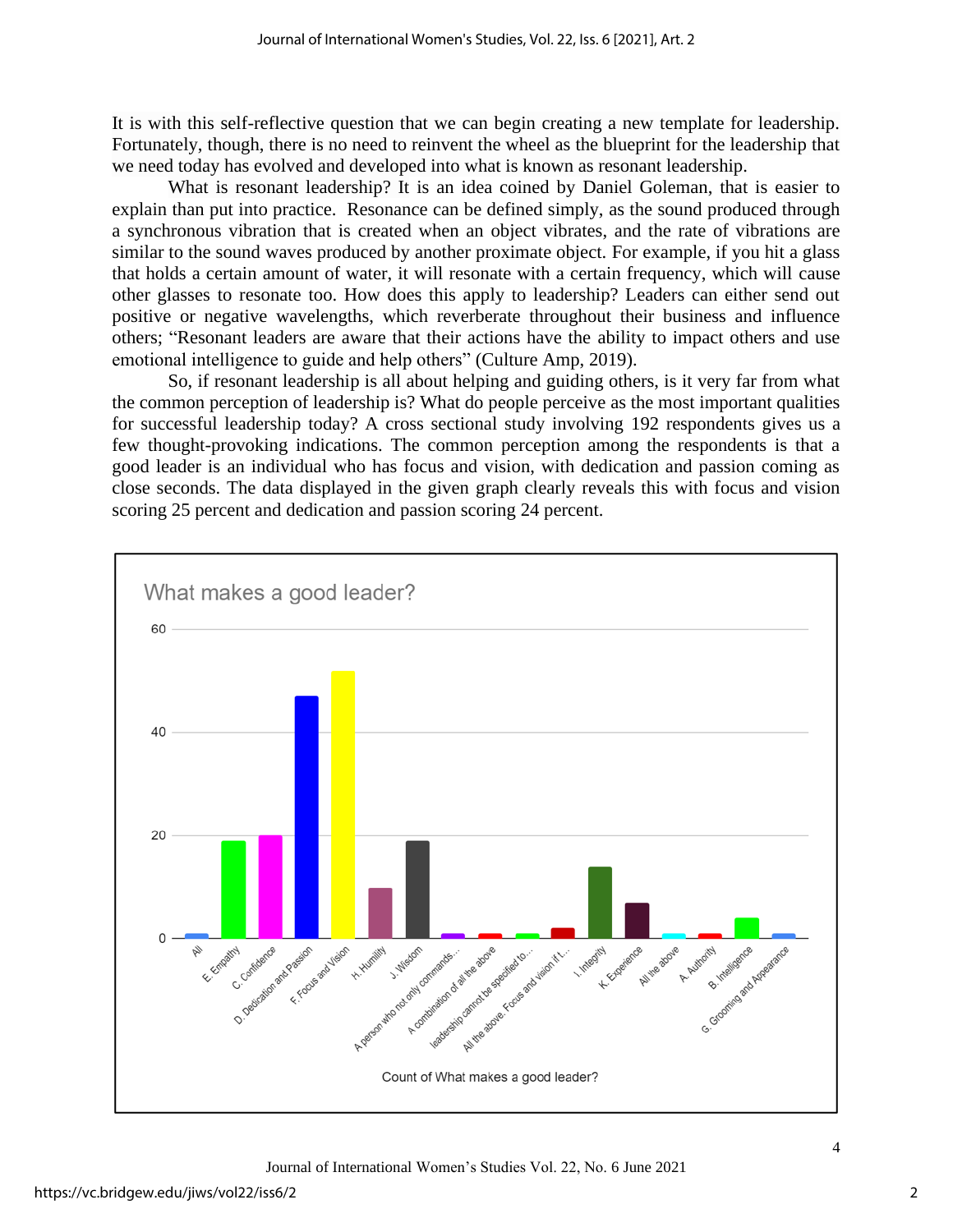It is with this self-reflective question that we can begin creating a new template for leadership. Fortunately, though, there is no need to reinvent the wheel as the blueprint for the leadership that we need today has evolved and developed into what is known as resonant leadership.

What is resonant leadership? It is an idea coined by Daniel Goleman, that is easier to explain than put into practice. Resonance can be defined simply, as the sound produced through a synchronous vibration that is created when an object vibrates, and the rate of vibrations are similar to the sound waves produced by another proximate object. For example, if you hit a glass that holds a certain amount of water, it will resonate with a certain frequency, which will cause other glasses to resonate too. How does this apply to leadership? Leaders can either send out positive or negative wavelengths, which reverberate throughout their business and influence others; "Resonant leaders are aware that their actions have the ability to impact others and use emotional intelligence to guide and help others" (Culture Amp, 2019).

So, if resonant leadership is all about helping and guiding others, is it very far from what the common perception of leadership is? What do people perceive as the most important qualities for successful leadership today? A cross sectional study involving 192 respondents gives us a few thought-provoking indications. The common perception among the respondents is that a good leader is an individual who has focus and vision, with dedication and passion coming as close seconds. The data displayed in the given graph clearly reveals this with focus and vision scoring 25 percent and dedication and passion scoring 24 percent.

**What makes a good leader?**

| Response | Count (approx.) |
|---|---|
| All | 1 |
| E. Empathy | 19 |
| C. Confidence | 20 |
| D. Dedication and Passion | 47 |
| F. Focus and Vision | 52 |
| H. Humility | 10 |
| J. Wisdom | 19 |
| A person who not only commands... | 1 |
| A combination of all the above | 1 |
| leadership cannot be specified to... | 1 |
| All the above. Focus and vision if t... | 2 |
| I. Integrity | 14 |
| K. Experience | 7 |
| All the above | 1 |
| A. Authority | 1 |
| B. Intelligence | 4 |
| G. Grooming and Appearance | 1 |

Count of What makes a good leader?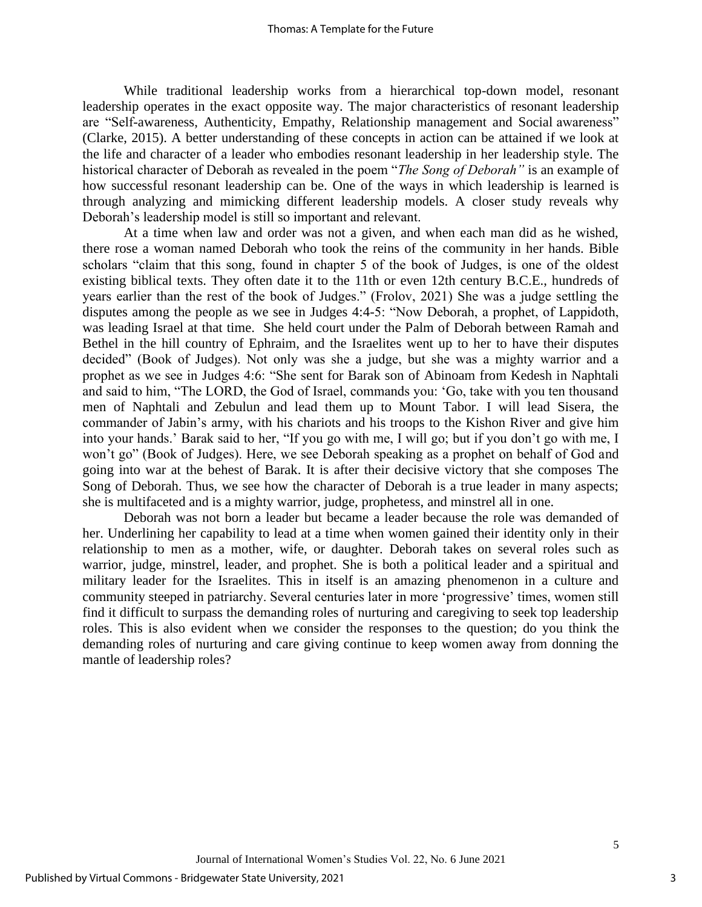While traditional leadership works from a hierarchical top-down model, resonant leadership operates in the exact opposite way. The major characteristics of resonant leadership are "Self-awareness, Authenticity, Empathy, Relationship management and Social awareness" (Clarke, 2015). A better understanding of these concepts in action can be attained if we look at the life and character of a leader who embodies resonant leadership in her leadership style. The historical character of Deborah as revealed in the poem "*The Song of Deborah"* is an example of how successful resonant leadership can be. One of the ways in which leadership is learned is through analyzing and mimicking different leadership models. A closer study reveals why Deborah's leadership model is still so important and relevant.

At a time when law and order was not a given, and when each man did as he wished, there rose a woman named Deborah who took the reins of the community in her hands. Bible scholars "claim that this song, found in chapter 5 of the book of Judges, is one of the oldest existing biblical texts. They often date it to the 11th or even 12th century B.C.E., hundreds of years earlier than the rest of the book of Judges." (Frolov, 2021) She was a judge settling the disputes among the people as we see in Judges 4:4-5: "Now Deborah, a prophet, of Lappidoth, was leading Israel at that time. She held court under the Palm of Deborah between Ramah and Bethel in the hill country of Ephraim, and the Israelites went up to her to have their disputes decided" (Book of Judges). Not only was she a judge, but she was a mighty warrior and a prophet as we see in Judges 4:6: "She sent for Barak son of Abinoam from Kedesh in Naphtali and said to him, "The LORD, the God of Israel, commands you: 'Go, take with you ten thousand men of Naphtali and Zebulun and lead them up to Mount Tabor. I will lead Sisera, the commander of Jabin's army, with his chariots and his troops to the Kishon River and give him into your hands.' Barak said to her, "If you go with me, I will go; but if you don't go with me, I won't go" (Book of Judges). Here, we see Deborah speaking as a prophet on behalf of God and going into war at the behest of Barak. It is after their decisive victory that she composes The Song of Deborah. Thus, we see how the character of Deborah is a true leader in many aspects; she is multifaceted and is a mighty warrior, judge, prophetess, and minstrel all in one.

Deborah was not born a leader but became a leader because the role was demanded of her. Underlining her capability to lead at a time when women gained their identity only in their relationship to men as a mother, wife, or daughter. Deborah takes on several roles such as warrior, judge, minstrel, leader, and prophet. She is both a political leader and a spiritual and military leader for the Israelites. This in itself is an amazing phenomenon in a culture and community steeped in patriarchy. Several centuries later in more 'progressive' times, women still find it difficult to surpass the demanding roles of nurturing and caregiving to seek top leadership roles. This is also evident when we consider the responses to the question; do you think the demanding roles of nurturing and care giving continue to keep women away from donning the mantle of leadership roles?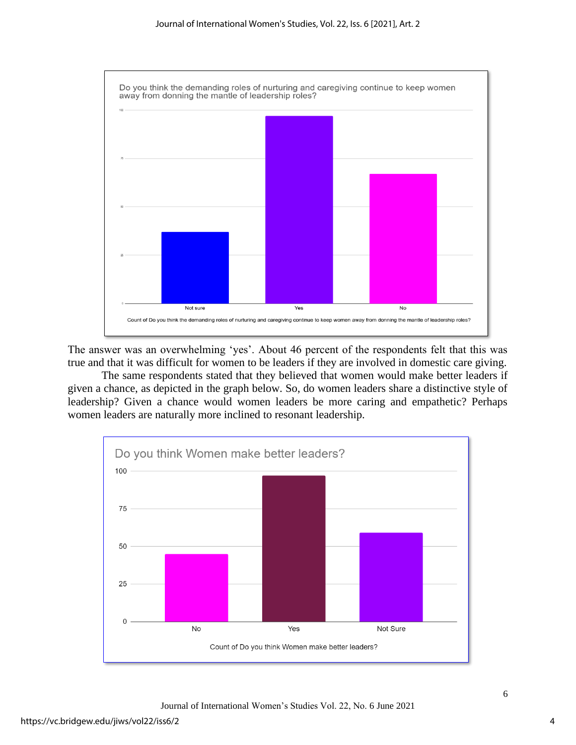Do you think the demanding roles of nurturing and caregiving continue to keep women away from donning the mantle of leadership roles?

Count of Do you think the demanding roles of nurturing and caregiving continue to keep women away from donning the mantle of leadership roles?

The answer was an overwhelming 'yes'. About 46 percent of the respondents felt that this was true and that it was difficult for women to be leaders if they are involved in domestic care giving.

The same respondents stated that they believed that women would make better leaders if given a chance, as depicted in the graph below. So, do women leaders share a distinctive style of leadership? Given a chance would women leaders be more caring and empathetic? Perhaps women leaders are naturally more inclined to resonant leadership.

Do you think Women make better leaders?

Count of Do you think Women make better leaders?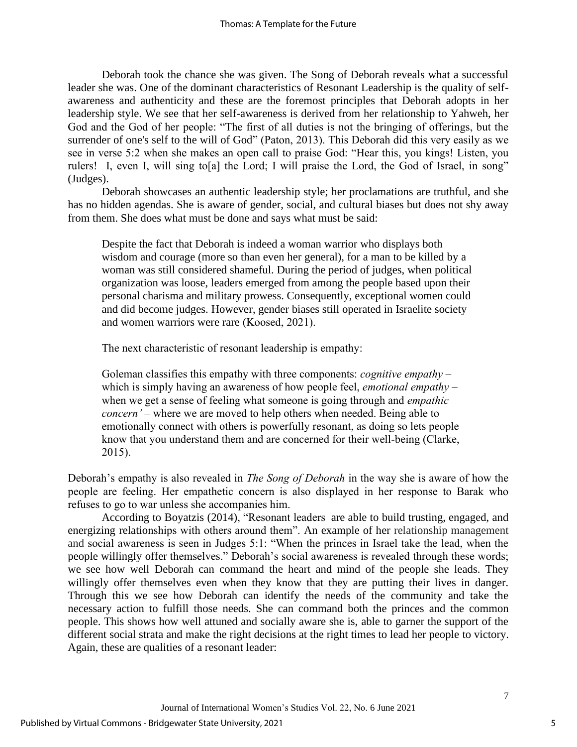Deborah took the chance she was given. The Song of Deborah reveals what a successful leader she was. One of the dominant characteristics of Resonant Leadership is the quality of self-awareness and authenticity and these are the foremost principles that Deborah adopts in her leadership style. We see that her self-awareness is derived from her relationship to Yahweh, her God and the God of her people: "The first of all duties is not the bringing of offerings, but the surrender of one's self to the will of God" (Paton, 2013). This Deborah did this very easily as we see in verse 5:2 when she makes an open call to praise God: "Hear this, you kings! Listen, you rulers! I, even I, will sing to[a] the Lord; I will praise the Lord, the God of Israel, in song" (Judges).

Deborah showcases an authentic leadership style; her proclamations are truthful, and she has no hidden agendas. She is aware of gender, social, and cultural biases but does not shy away from them. She does what must be done and says what must be said:

> Despite the fact that Deborah is indeed a woman warrior who displays both wisdom and courage (more so than even her general), for a man to be killed by a woman was still considered shameful. During the period of judges, when political organization was loose, leaders emerged from among the people based upon their personal charisma and military prowess. Consequently, exceptional women could and did become judges. However, gender biases still operated in Israelite society and women warriors were rare (Koosed, 2021).

The next characteristic of resonant leadership is empathy:

> Goleman classifies this empathy with three components: *cognitive empathy* – which is simply having an awareness of how people feel, *emotional empathy* – when we get a sense of feeling what someone is going through and *empathic concern'* – where we are moved to help others when needed. Being able to emotionally connect with others is powerfully resonant, as doing so lets people know that you understand them and are concerned for their well-being (Clarke, 2015).

Deborah's empathy is also revealed in *The Song of Deborah* in the way she is aware of how the people are feeling. Her empathetic concern is also displayed in her response to Barak who refuses to go to war unless she accompanies him.

According to Boyatzis (2014), "Resonant leaders are able to build trusting, engaged, and energizing relationships with others around them". An example of her relationship management and social awareness is seen in Judges 5:1: "When the princes in Israel take the lead, when the people willingly offer themselves." Deborah's social awareness is revealed through these words; we see how well Deborah can command the heart and mind of the people she leads. They willingly offer themselves even when they know that they are putting their lives in danger. Through this we see how Deborah can identify the needs of the community and take the necessary action to fulfill those needs. She can command both the princes and the common people. This shows how well attuned and socially aware she is, able to garner the support of the different social strata and make the right decisions at the right times to lead her people to victory. Again, these are qualities of a resonant leader: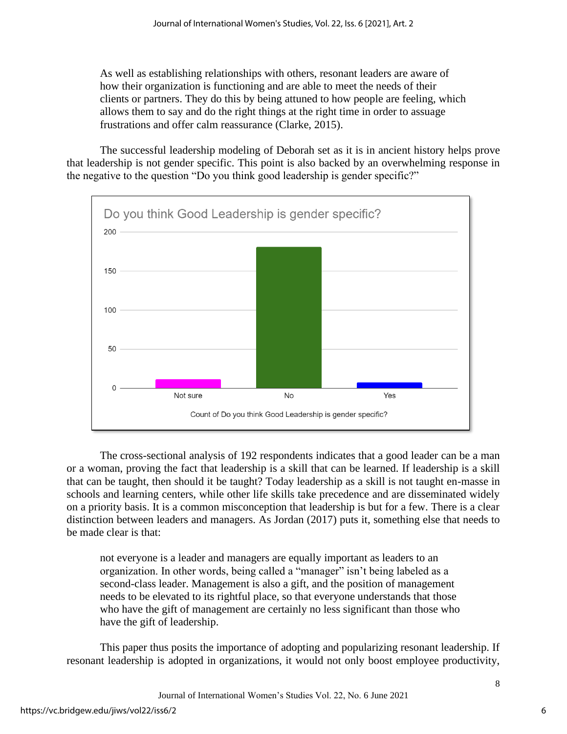> As well as establishing relationships with others, resonant leaders are aware of how their organization is functioning and are able to meet the needs of their clients or partners. They do this by being attuned to how people are feeling, which allows them to say and do the right things at the right time in order to assuage frustrations and offer calm reassurance (Clarke, 2015).

The successful leadership modeling of Deborah set as it is in ancient history helps prove that leadership is not gender specific. This point is also backed by an overwhelming response in the negative to the question "Do you think good leadership is gender specific?"

The cross-sectional analysis of 192 respondents indicates that a good leader can be a man or a woman, proving the fact that leadership is a skill that can be learned. If leadership is a skill that can be taught, then should it be taught? Today leadership as a skill is not taught en-masse in schools and learning centers, while other life skills take precedence and are disseminated widely on a priority basis. It is a common misconception that leadership is but for a few. There is a clear distinction between leaders and managers. As Jordan (2017) puts it, something else that needs to be made clear is that:

> not everyone is a leader and managers are equally important as leaders to an organization. In other words, being called a "manager" isn't being labeled as a second-class leader. Management is also a gift, and the position of management needs to be elevated to its rightful place, so that everyone understands that those who have the gift of management are certainly no less significant than those who have the gift of leadership.

This paper thus posits the importance of adopting and popularizing resonant leadership. If resonant leadership is adopted in organizations, it would not only boost employee productivity,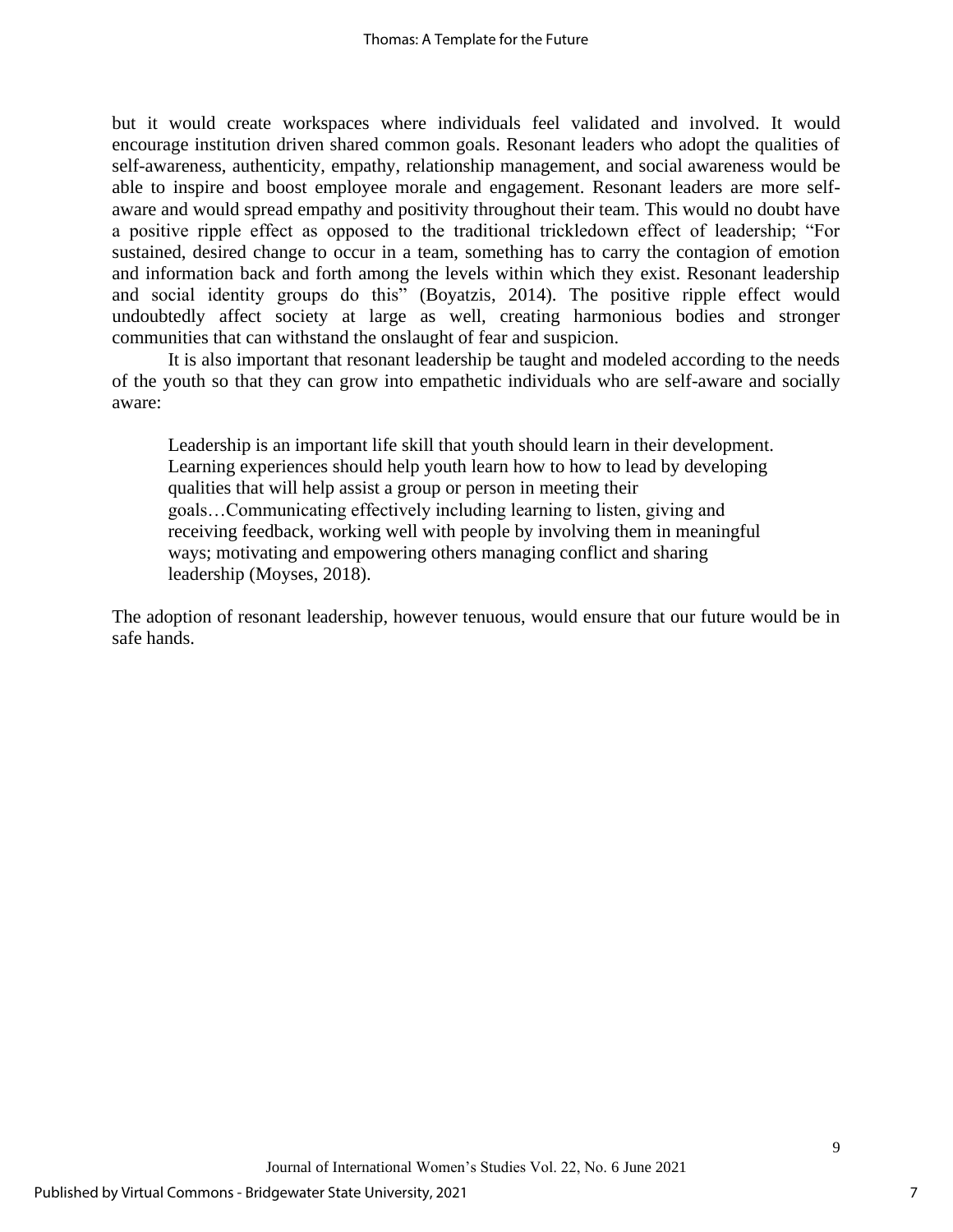but it would create workspaces where individuals feel validated and involved. It would encourage institution driven shared common goals. Resonant leaders who adopt the qualities of self-awareness, authenticity, empathy, relationship management, and social awareness would be able to inspire and boost employee morale and engagement. Resonant leaders are more self-aware and would spread empathy and positivity throughout their team. This would no doubt have a positive ripple effect as opposed to the traditional trickledown effect of leadership; "For sustained, desired change to occur in a team, something has to carry the contagion of emotion and information back and forth among the levels within which they exist. Resonant leadership and social identity groups do this" (Boyatzis, 2014). The positive ripple effect would undoubtedly affect society at large as well, creating harmonious bodies and stronger communities that can withstand the onslaught of fear and suspicion.

It is also important that resonant leadership be taught and modeled according to the needs of the youth so that they can grow into empathetic individuals who are self-aware and socially aware:

> Leadership is an important life skill that youth should learn in their development. Learning experiences should help youth learn how to how to lead by developing qualities that will help assist a group or person in meeting their goals…Communicating effectively including learning to listen, giving and receiving feedback, working well with people by involving them in meaningful ways; motivating and empowering others managing conflict and sharing leadership (Moyses, 2018).

The adoption of resonant leadership, however tenuous, would ensure that our future would be in safe hands.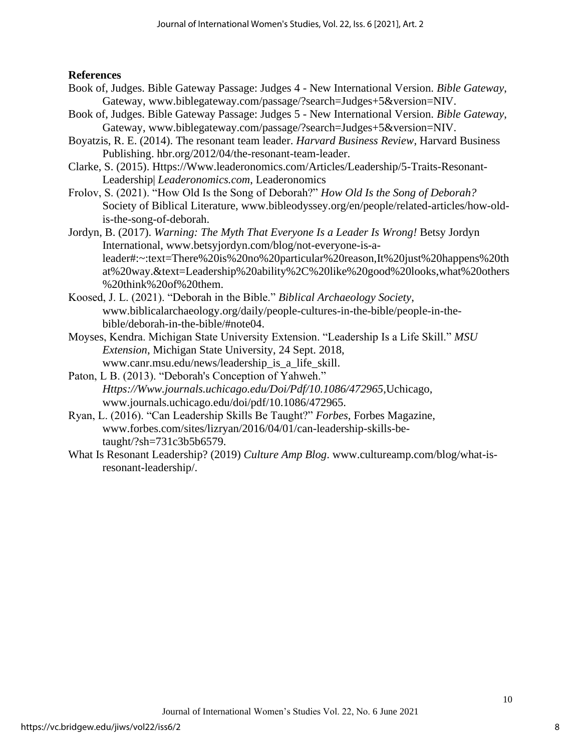**References**

Book of, Judges. Bible Gateway Passage: Judges 4 - New International Version. *Bible Gateway*, Gateway, www.biblegateway.com/passage/?search=Judges+5&version=NIV.

Book of, Judges. Bible Gateway Passage: Judges 5 - New International Version. *Bible Gateway*, Gateway, www.biblegateway.com/passage/?search=Judges+5&version=NIV.

Boyatzis, R. E. (2014). The resonant team leader. *Harvard Business Review*, Harvard Business Publishing. hbr.org/2012/04/the-resonant-team-leader.

Clarke, S. (2015). Https://Www.leaderonomics.com/Articles/Leadership/5-Traits-Resonant-Leadership| *Leaderonomics.com*, Leaderonomics

Frolov, S. (2021). "How Old Is the Song of Deborah?" *How Old Is the Song of Deborah?* Society of Biblical Literature, www.bibleodyssey.org/en/people/related-articles/how-old-is-the-song-of-deborah.

Jordyn, B. (2017). *Warning: The Myth That Everyone Is a Leader Is Wrong!* Betsy Jordyn International, www.betsyjordyn.com/blog/not-everyone-is-a-leader#:~:text=There%20is%20no%20particular%20reason,It%20just%20happens%20that%20way.&text=Leadership%20ability%2C%20like%20good%20looks,what%20others%20think%20of%20them.

Koosed, J. L. (2021). "Deborah in the Bible." *Biblical Archaeology Society*, www.biblicalarchaeology.org/daily/people-cultures-in-the-bible/people-in-the-bible/deborah-in-the-bible/#note04.

Moyses, Kendra. Michigan State University Extension. "Leadership Is a Life Skill." *MSU Extension*, Michigan State University, 24 Sept. 2018, www.canr.msu.edu/news/leadership_is_a_life_skill.

Paton, L B. (2013). "Deborah's Conception of Yahweh." *Https://Www.journals.uchicago.edu/Doi/Pdf/10.1086/472965*,Uchicago, www.journals.uchicago.edu/doi/pdf/10.1086/472965.

Ryan, L. (2016). "Can Leadership Skills Be Taught?" *Forbes*, Forbes Magazine, www.forbes.com/sites/lizryan/2016/04/01/can-leadership-skills-be-taught/?sh=731c3b5b6579.

What Is Resonant Leadership? (2019) *Culture Amp Blog*. www.cultureamp.com/blog/what-is-resonant-leadership/.